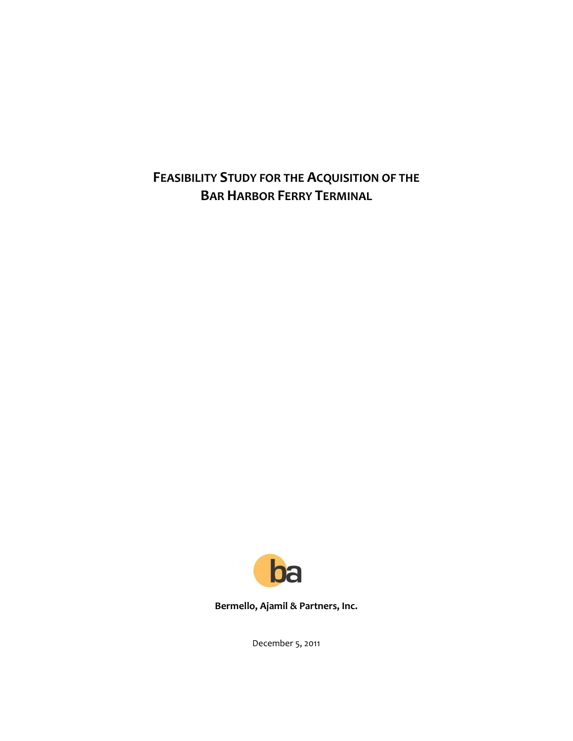# FEASIBILITY STUDY FOR THE ACQUISITION OF THE BAR HARBOR FERRY TERMINAL

**Bermello, Ajamil & Partners, Inc.**

December 5, 2011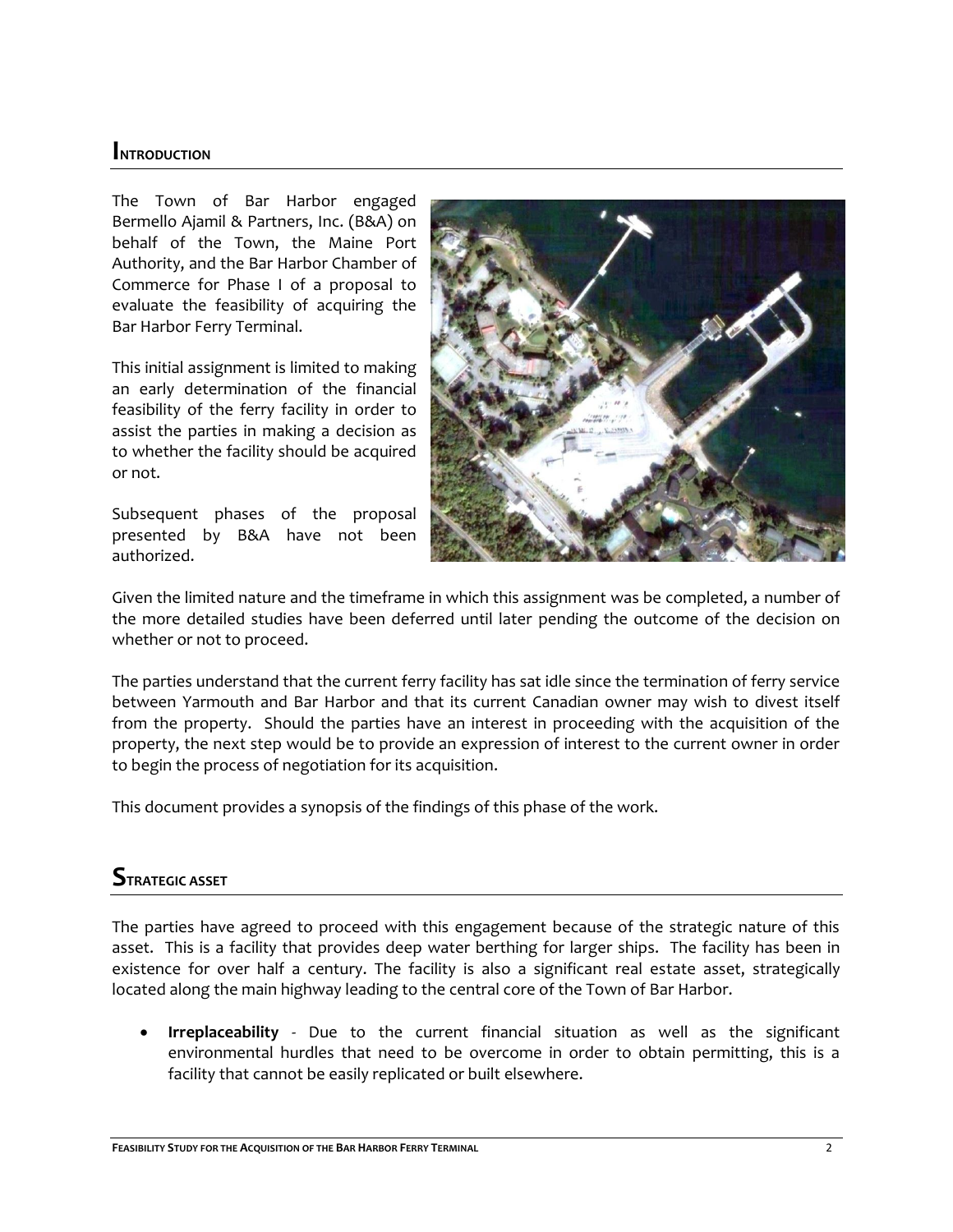## Introduction

The Town of Bar Harbor engaged Bermello Ajamil & Partners, Inc. (B&A) on behalf of the Town, the Maine Port Authority, and the Bar Harbor Chamber of Commerce for Phase I of a proposal to evaluate the feasibility of acquiring the Bar Harbor Ferry Terminal.

This initial assignment is limited to making an early determination of the financial feasibility of the ferry facility in order to assist the parties in making a decision as to whether the facility should be acquired or not.

Subsequent phases of the proposal presented by B&A have not been authorized.

Given the limited nature and the timeframe in which this assignment was be completed, a number of the more detailed studies have been deferred until later pending the outcome of the decision on whether or not to proceed.

The parties understand that the current ferry facility has sat idle since the termination of ferry service between Yarmouth and Bar Harbor and that its current Canadian owner may wish to divest itself from the property. Should the parties have an interest in proceeding with the acquisition of the property, the next step would be to provide an expression of interest to the current owner in order to begin the process of negotiation for its acquisition.

This document provides a synopsis of the findings of this phase of the work.

## Strategic asset

The parties have agreed to proceed with this engagement because of the strategic nature of this asset. This is a facility that provides deep water berthing for larger ships. The facility has been in existence for over half a century. The facility is also a significant real estate asset, strategically located along the main highway leading to the central core of the Town of Bar Harbor.

- **Irreplaceability** - Due to the current financial situation as well as the significant environmental hurdles that need to be overcome in order to obtain permitting, this is a facility that cannot be easily replicated or built elsewhere.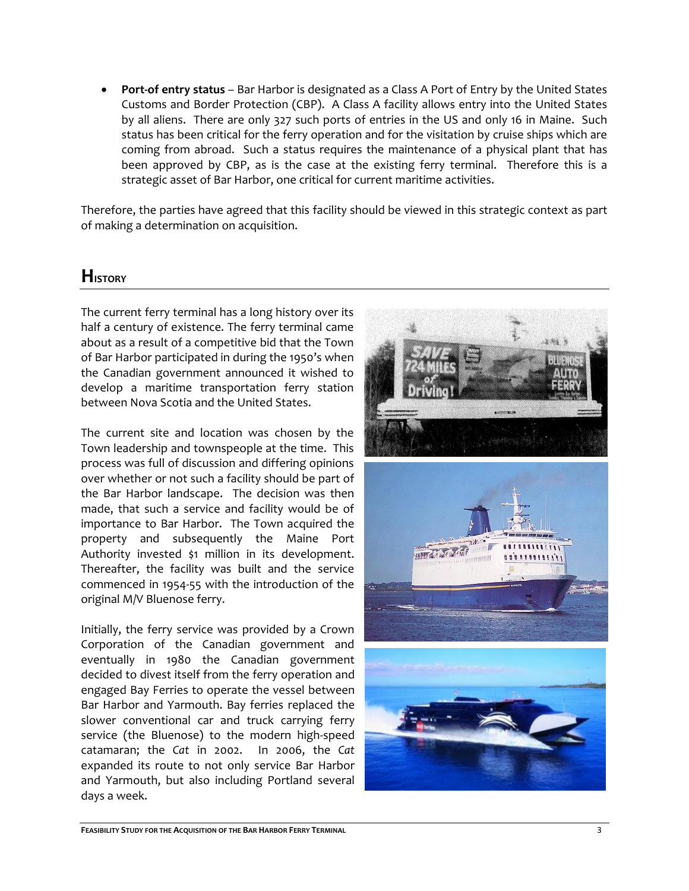- **Port-of entry status** – Bar Harbor is designated as a Class A Port of Entry by the United States Customs and Border Protection (CBP). A Class A facility allows entry into the United States by all aliens. There are only 327 such ports of entries in the US and only 16 in Maine. Such status has been critical for the ferry operation and for the visitation by cruise ships which are coming from abroad. Such a status requires the maintenance of a physical plant that has been approved by CBP, as is the case at the existing ferry terminal. Therefore this is a strategic asset of Bar Harbor, one critical for current maritime activities.

Therefore, the parties have agreed that this facility should be viewed in this strategic context as part of making a determination on acquisition.

## History

The current ferry terminal has a long history over its half a century of existence. The ferry terminal came about as a result of a competitive bid that the Town of Bar Harbor participated in during the 1950's when the Canadian government announced it wished to develop a maritime transportation ferry station between Nova Scotia and the United States.

The current site and location was chosen by the Town leadership and townspeople at the time. This process was full of discussion and differing opinions over whether or not such a facility should be part of the Bar Harbor landscape. The decision was then made, that such a service and facility would be of importance to Bar Harbor. The Town acquired the property and subsequently the Maine Port Authority invested $1 million in its development. Thereafter, the facility was built and the service commenced in 1954-55 with the introduction of the original M/V Bluenose ferry.

Initially, the ferry service was provided by a Crown Corporation of the Canadian government and eventually in 1980 the Canadian government decided to divest itself from the ferry operation and engaged Bay Ferries to operate the vessel between Bar Harbor and Yarmouth. Bay ferries replaced the slower conventional car and truck carrying ferry service (the Bluenose) to the modern high-speed catamaran; the *Cat* in 2002. In 2006, the *Cat* expanded its route to not only service Bar Harbor and Yarmouth, but also including Portland several days a week.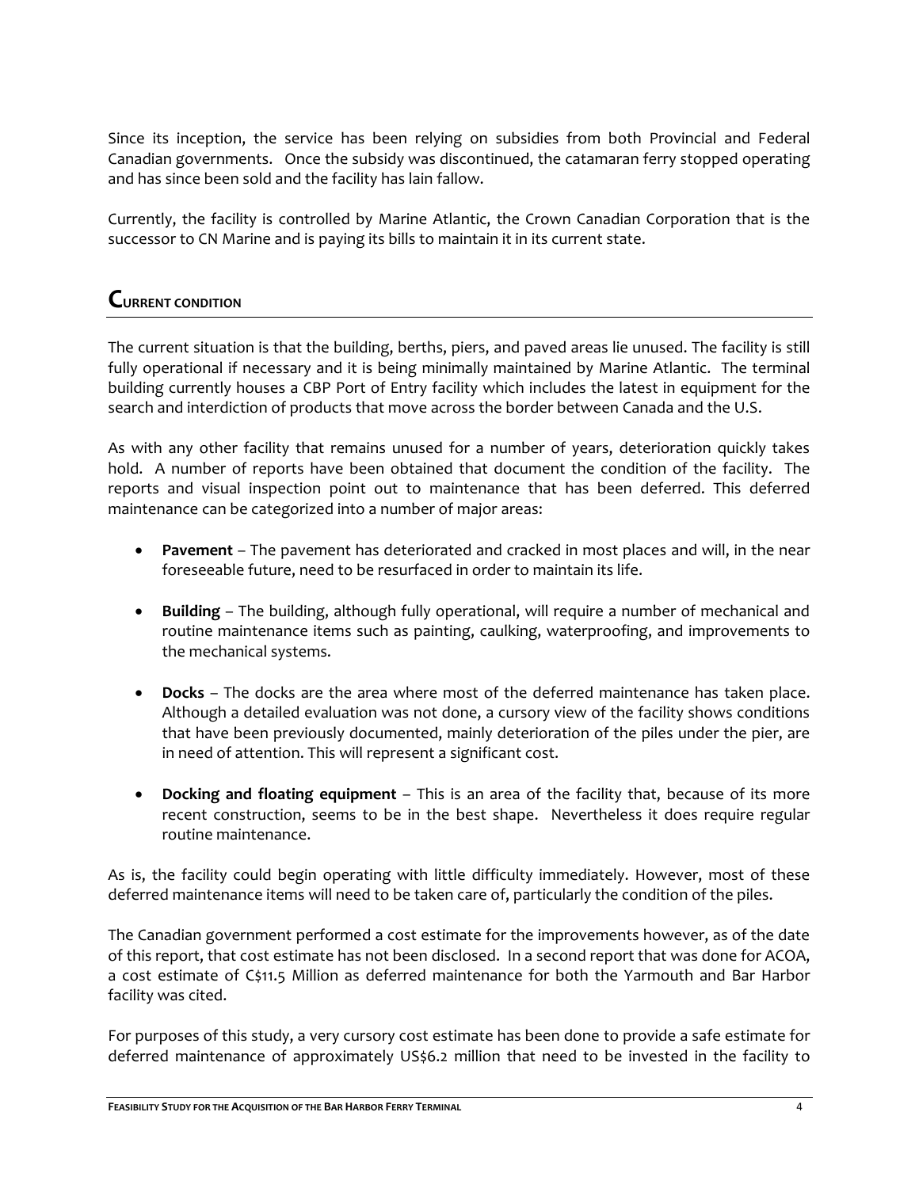Since its inception, the service has been relying on subsidies from both Provincial and Federal Canadian governments. Once the subsidy was discontinued, the catamaran ferry stopped operating and has since been sold and the facility has lain fallow.

Currently, the facility is controlled by Marine Atlantic, the Crown Canadian Corporation that is the successor to CN Marine and is paying its bills to maintain it in its current state.

## Current condition

The current situation is that the building, berths, piers, and paved areas lie unused. The facility is still fully operational if necessary and it is being minimally maintained by Marine Atlantic. The terminal building currently houses a CBP Port of Entry facility which includes the latest in equipment for the search and interdiction of products that move across the border between Canada and the U.S.

As with any other facility that remains unused for a number of years, deterioration quickly takes hold. A number of reports have been obtained that document the condition of the facility. The reports and visual inspection point out to maintenance that has been deferred. This deferred maintenance can be categorized into a number of major areas:

- **Pavement** – The pavement has deteriorated and cracked in most places and will, in the near foreseeable future, need to be resurfaced in order to maintain its life.
- **Building** – The building, although fully operational, will require a number of mechanical and routine maintenance items such as painting, caulking, waterproofing, and improvements to the mechanical systems.
- **Docks** – The docks are the area where most of the deferred maintenance has taken place. Although a detailed evaluation was not done, a cursory view of the facility shows conditions that have been previously documented, mainly deterioration of the piles under the pier, are in need of attention. This will represent a significant cost.
- **Docking and floating equipment** – This is an area of the facility that, because of its more recent construction, seems to be in the best shape. Nevertheless it does require regular routine maintenance.

As is, the facility could begin operating with little difficulty immediately. However, most of these deferred maintenance items will need to be taken care of, particularly the condition of the piles.

The Canadian government performed a cost estimate for the improvements however, as of the date of this report, that cost estimate has not been disclosed. In a second report that was done for ACOA, a cost estimate of C$11.5 Million as deferred maintenance for both the Yarmouth and Bar Harbor facility was cited.

For purposes of this study, a very cursory cost estimate has been done to provide a safe estimate for deferred maintenance of approximately US$6.2 million that need to be invested in the facility to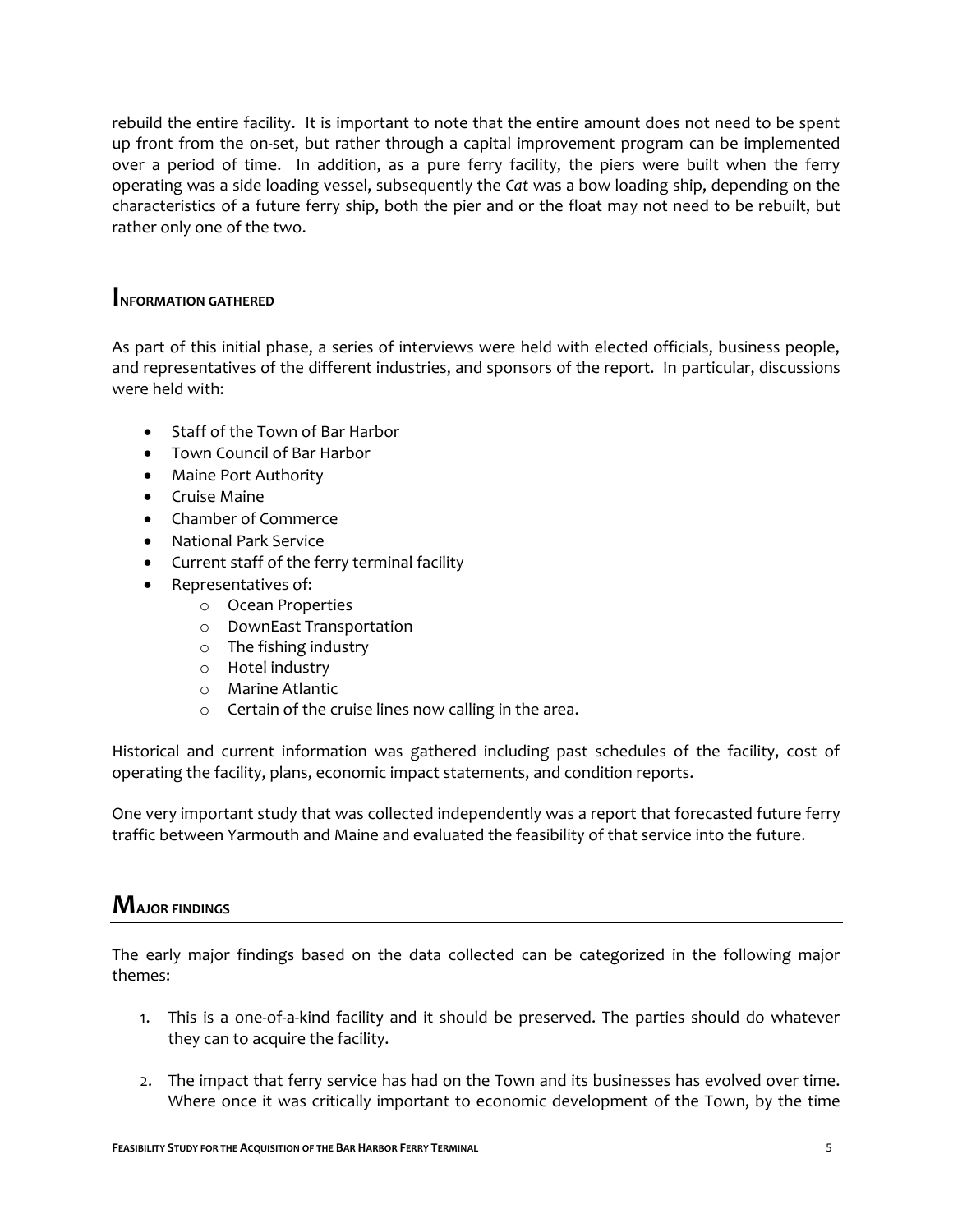rebuild the entire facility. It is important to note that the entire amount does not need to be spent up front from the on-set, but rather through a capital improvement program can be implemented over a period of time. In addition, as a pure ferry facility, the piers were built when the ferry operating was a side loading vessel, subsequently the *Cat* was a bow loading ship, depending on the characteristics of a future ferry ship, both the pier and or the float may not need to be rebuilt, but rather only one of the two.

## Information Gathered

As part of this initial phase, a series of interviews were held with elected officials, business people, and representatives of the different industries, and sponsors of the report. In particular, discussions were held with:

- Staff of the Town of Bar Harbor
- Town Council of Bar Harbor
- Maine Port Authority
- Cruise Maine
- Chamber of Commerce
- National Park Service
- Current staff of the ferry terminal facility
- Representatives of:
  - Ocean Properties
  - DownEast Transportation
  - The fishing industry
  - Hotel industry
  - Marine Atlantic
  - Certain of the cruise lines now calling in the area.

Historical and current information was gathered including past schedules of the facility, cost of operating the facility, plans, economic impact statements, and condition reports.

One very important study that was collected independently was a report that forecasted future ferry traffic between Yarmouth and Maine and evaluated the feasibility of that service into the future.

## Major Findings

The early major findings based on the data collected can be categorized in the following major themes:

1. This is a one-of-a-kind facility and it should be preserved. The parties should do whatever they can to acquire the facility.

2. The impact that ferry service has had on the Town and its businesses has evolved over time. Where once it was critically important to economic development of the Town, by the time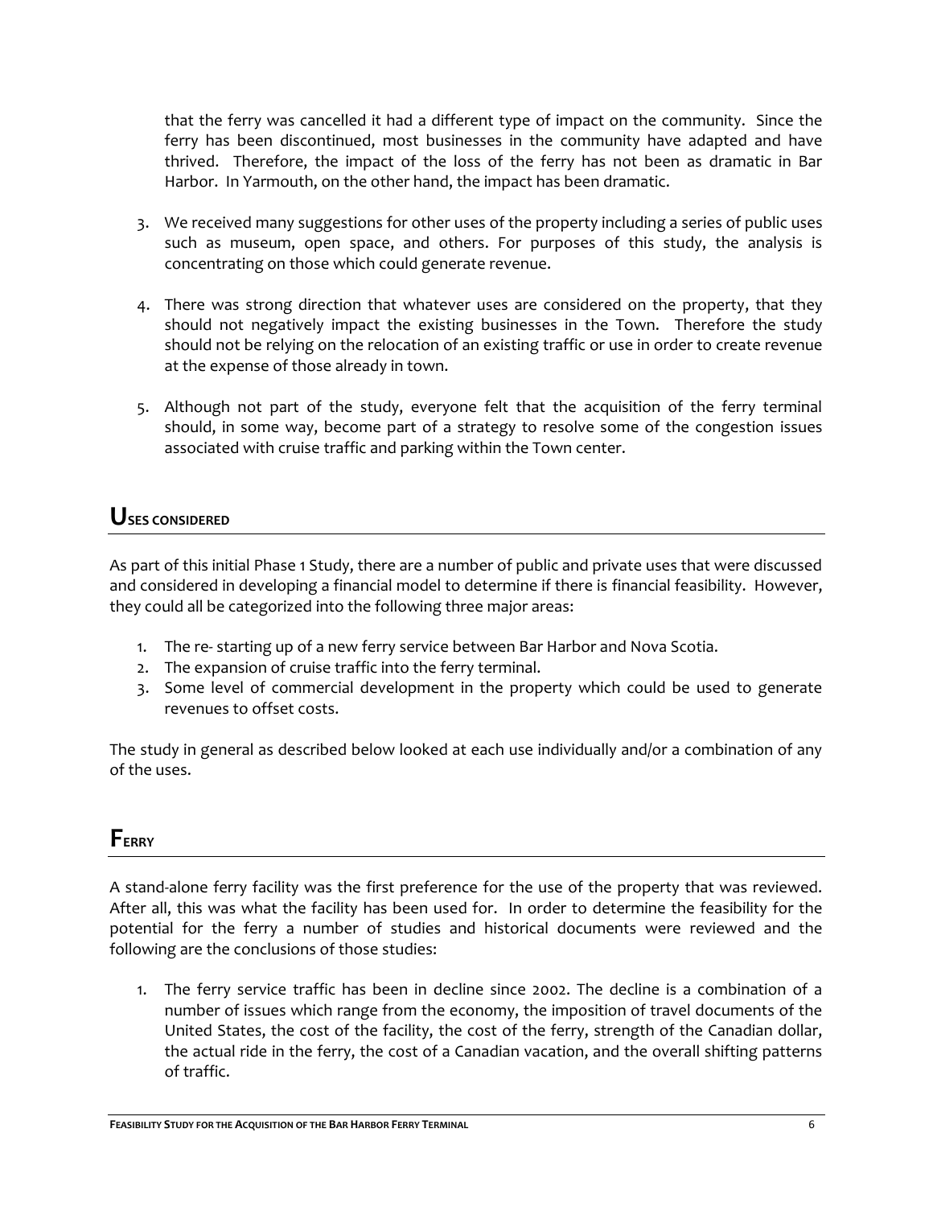that the ferry was cancelled it had a different type of impact on the community. Since the ferry has been discontinued, most businesses in the community have adapted and have thrived. Therefore, the impact of the loss of the ferry has not been as dramatic in Bar Harbor. In Yarmouth, on the other hand, the impact has been dramatic.

3. We received many suggestions for other uses of the property including a series of public uses such as museum, open space, and others. For purposes of this study, the analysis is concentrating on those which could generate revenue.

4. There was strong direction that whatever uses are considered on the property, that they should not negatively impact the existing businesses in the Town. Therefore the study should not be relying on the relocation of an existing traffic or use in order to create revenue at the expense of those already in town.

5. Although not part of the study, everyone felt that the acquisition of the ferry terminal should, in some way, become part of a strategy to resolve some of the congestion issues associated with cruise traffic and parking within the Town center.

## Uses Considered

As part of this initial Phase 1 Study, there are a number of public and private uses that were discussed and considered in developing a financial model to determine if there is financial feasibility. However, they could all be categorized into the following three major areas:

1. The re- starting up of a new ferry service between Bar Harbor and Nova Scotia.
2. The expansion of cruise traffic into the ferry terminal.
3. Some level of commercial development in the property which could be used to generate revenues to offset costs.

The study in general as described below looked at each use individually and/or a combination of any of the uses.

## Ferry

A stand-alone ferry facility was the first preference for the use of the property that was reviewed. After all, this was what the facility has been used for. In order to determine the feasibility for the potential for the ferry a number of studies and historical documents were reviewed and the following are the conclusions of those studies:

1. The ferry service traffic has been in decline since 2002. The decline is a combination of a number of issues which range from the economy, the imposition of travel documents of the United States, the cost of the facility, the cost of the ferry, strength of the Canadian dollar, the actual ride in the ferry, the cost of a Canadian vacation, and the overall shifting patterns of traffic.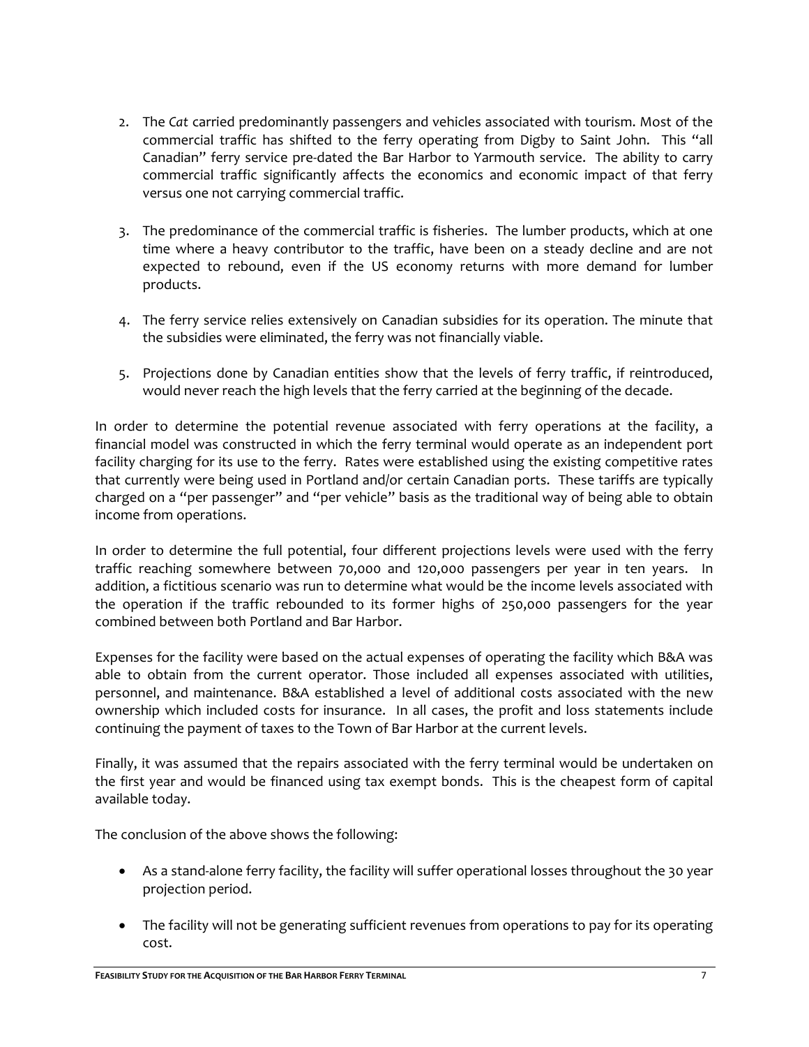2. The *Cat* carried predominantly passengers and vehicles associated with tourism. Most of the commercial traffic has shifted to the ferry operating from Digby to Saint John. This "all Canadian" ferry service pre-dated the Bar Harbor to Yarmouth service. The ability to carry commercial traffic significantly affects the economics and economic impact of that ferry versus one not carrying commercial traffic.

3. The predominance of the commercial traffic is fisheries. The lumber products, which at one time where a heavy contributor to the traffic, have been on a steady decline and are not expected to rebound, even if the US economy returns with more demand for lumber products.

4. The ferry service relies extensively on Canadian subsidies for its operation. The minute that the subsidies were eliminated, the ferry was not financially viable.

5. Projections done by Canadian entities show that the levels of ferry traffic, if reintroduced, would never reach the high levels that the ferry carried at the beginning of the decade.

In order to determine the potential revenue associated with ferry operations at the facility, a financial model was constructed in which the ferry terminal would operate as an independent port facility charging for its use to the ferry. Rates were established using the existing competitive rates that currently were being used in Portland and/or certain Canadian ports. These tariffs are typically charged on a "per passenger" and "per vehicle" basis as the traditional way of being able to obtain income from operations.

In order to determine the full potential, four different projections levels were used with the ferry traffic reaching somewhere between 70,000 and 120,000 passengers per year in ten years. In addition, a fictitious scenario was run to determine what would be the income levels associated with the operation if the traffic rebounded to its former highs of 250,000 passengers for the year combined between both Portland and Bar Harbor.

Expenses for the facility were based on the actual expenses of operating the facility which B&A was able to obtain from the current operator. Those included all expenses associated with utilities, personnel, and maintenance. B&A established a level of additional costs associated with the new ownership which included costs for insurance. In all cases, the profit and loss statements include continuing the payment of taxes to the Town of Bar Harbor at the current levels.

Finally, it was assumed that the repairs associated with the ferry terminal would be undertaken on the first year and would be financed using tax exempt bonds. This is the cheapest form of capital available today.

The conclusion of the above shows the following:

- As a stand-alone ferry facility, the facility will suffer operational losses throughout the 30 year projection period.

- The facility will not be generating sufficient revenues from operations to pay for its operating cost.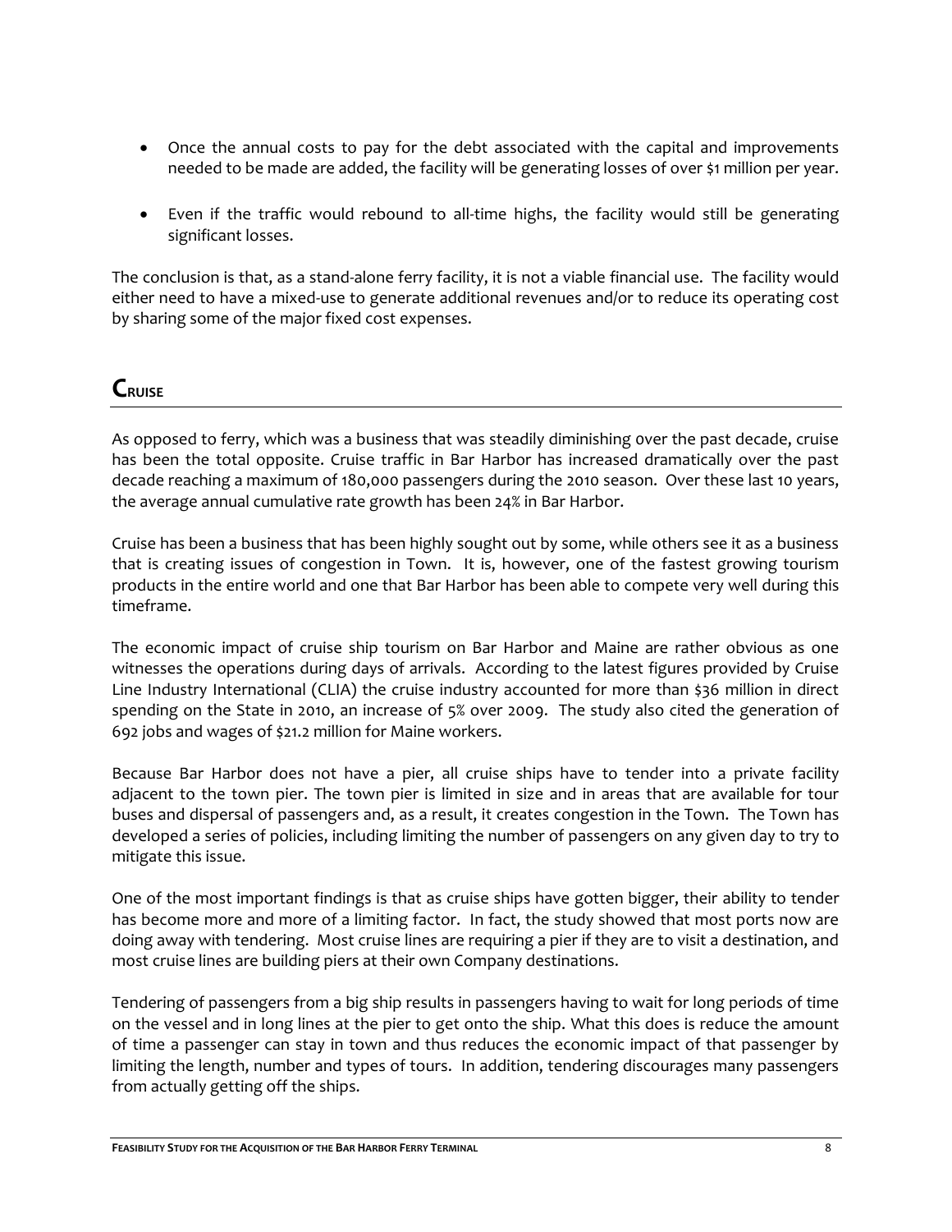- Once the annual costs to pay for the debt associated with the capital and improvements needed to be made are added, the facility will be generating losses of over $1 million per year.
- Even if the traffic would rebound to all-time highs, the facility would still be generating significant losses.

The conclusion is that, as a stand-alone ferry facility, it is not a viable financial use. The facility would either need to have a mixed-use to generate additional revenues and/or to reduce its operating cost by sharing some of the major fixed cost expenses.

## CRUISE

As opposed to ferry, which was a business that was steadily diminishing over the past decade, cruise has been the total opposite. Cruise traffic in Bar Harbor has increased dramatically over the past decade reaching a maximum of 180,000 passengers during the 2010 season. Over these last 10 years, the average annual cumulative rate growth has been 24% in Bar Harbor.

Cruise has been a business that has been highly sought out by some, while others see it as a business that is creating issues of congestion in Town. It is, however, one of the fastest growing tourism products in the entire world and one that Bar Harbor has been able to compete very well during this timeframe.

The economic impact of cruise ship tourism on Bar Harbor and Maine are rather obvious as one witnesses the operations during days of arrivals. According to the latest figures provided by Cruise Line Industry International (CLIA) the cruise industry accounted for more than $36 million in direct spending on the State in 2010, an increase of 5% over 2009. The study also cited the generation of 692 jobs and wages of $21.2 million for Maine workers.

Because Bar Harbor does not have a pier, all cruise ships have to tender into a private facility adjacent to the town pier. The town pier is limited in size and in areas that are available for tour buses and dispersal of passengers and, as a result, it creates congestion in the Town. The Town has developed a series of policies, including limiting the number of passengers on any given day to try to mitigate this issue.

One of the most important findings is that as cruise ships have gotten bigger, their ability to tender has become more and more of a limiting factor. In fact, the study showed that most ports now are doing away with tendering. Most cruise lines are requiring a pier if they are to visit a destination, and most cruise lines are building piers at their own Company destinations.

Tendering of passengers from a big ship results in passengers having to wait for long periods of time on the vessel and in long lines at the pier to get onto the ship. What this does is reduce the amount of time a passenger can stay in town and thus reduces the economic impact of that passenger by limiting the length, number and types of tours. In addition, tendering discourages many passengers from actually getting off the ships.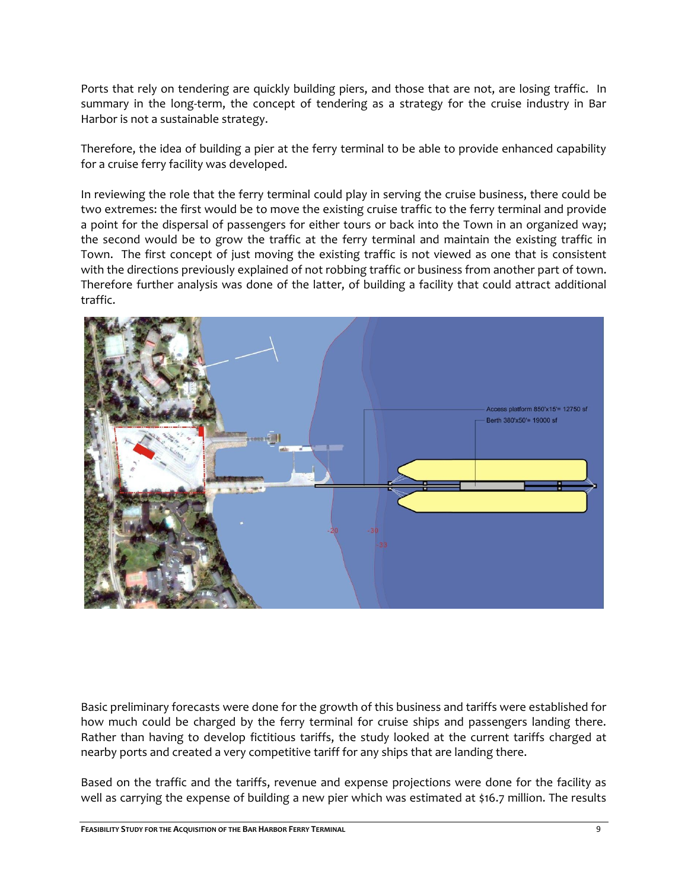Ports that rely on tendering are quickly building piers, and those that are not, are losing traffic. In summary in the long-term, the concept of tendering as a strategy for the cruise industry in Bar Harbor is not a sustainable strategy.

Therefore, the idea of building a pier at the ferry terminal to be able to provide enhanced capability for a cruise ferry facility was developed.

In reviewing the role that the ferry terminal could play in serving the cruise business, there could be two extremes: the first would be to move the existing cruise traffic to the ferry terminal and provide a point for the dispersal of passengers for either tours or back into the Town in an organized way; the second would be to grow the traffic at the ferry terminal and maintain the existing traffic in Town. The first concept of just moving the existing traffic is not viewed as one that is consistent with the directions previously explained of not robbing traffic or business from another part of town. Therefore further analysis was done of the latter, of building a facility that could attract additional traffic.

Access platform 850'x15'= 12750 sf

Berth 380'x50'= 19000 sf

Basic preliminary forecasts were done for the growth of this business and tariffs were established for how much could be charged by the ferry terminal for cruise ships and passengers landing there. Rather than having to develop fictitious tariffs, the study looked at the current tariffs charged at nearby ports and created a very competitive tariff for any ships that are landing there.

Based on the traffic and the tariffs, revenue and expense projections were done for the facility as well as carrying the expense of building a new pier which was estimated at $16.7 million. The results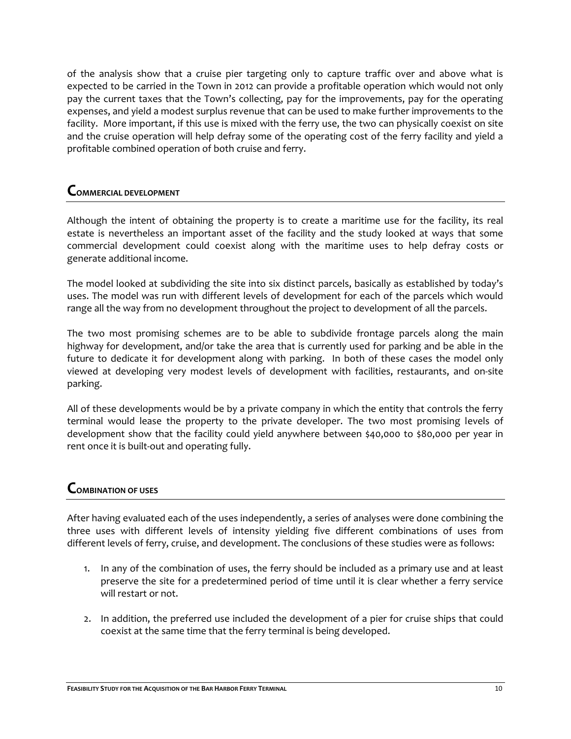of the analysis show that a cruise pier targeting only to capture traffic over and above what is expected to be carried in the Town in 2012 can provide a profitable operation which would not only pay the current taxes that the Town's collecting, pay for the improvements, pay for the operating expenses, and yield a modest surplus revenue that can be used to make further improvements to the facility. More important, if this use is mixed with the ferry use, the two can physically coexist on site and the cruise operation will help defray some of the operating cost of the ferry facility and yield a profitable combined operation of both cruise and ferry.

## Commercial development

Although the intent of obtaining the property is to create a maritime use for the facility, its real estate is nevertheless an important asset of the facility and the study looked at ways that some commercial development could coexist along with the maritime uses to help defray costs or generate additional income.

The model looked at subdividing the site into six distinct parcels, basically as established by today's uses. The model was run with different levels of development for each of the parcels which would range all the way from no development throughout the project to development of all the parcels.

The two most promising schemes are to be able to subdivide frontage parcels along the main highway for development, and/or take the area that is currently used for parking and be able in the future to dedicate it for development along with parking. In both of these cases the model only viewed at developing very modest levels of development with facilities, restaurants, and on-site parking.

All of these developments would be by a private company in which the entity that controls the ferry terminal would lease the property to the private developer. The two most promising levels of development show that the facility could yield anywhere between $40,000 to $80,000 per year in rent once it is built-out and operating fully.

## Combination of uses

After having evaluated each of the uses independently, a series of analyses were done combining the three uses with different levels of intensity yielding five different combinations of uses from different levels of ferry, cruise, and development. The conclusions of these studies were as follows:

1. In any of the combination of uses, the ferry should be included as a primary use and at least preserve the site for a predetermined period of time until it is clear whether a ferry service will restart or not.

2. In addition, the preferred use included the development of a pier for cruise ships that could coexist at the same time that the ferry terminal is being developed.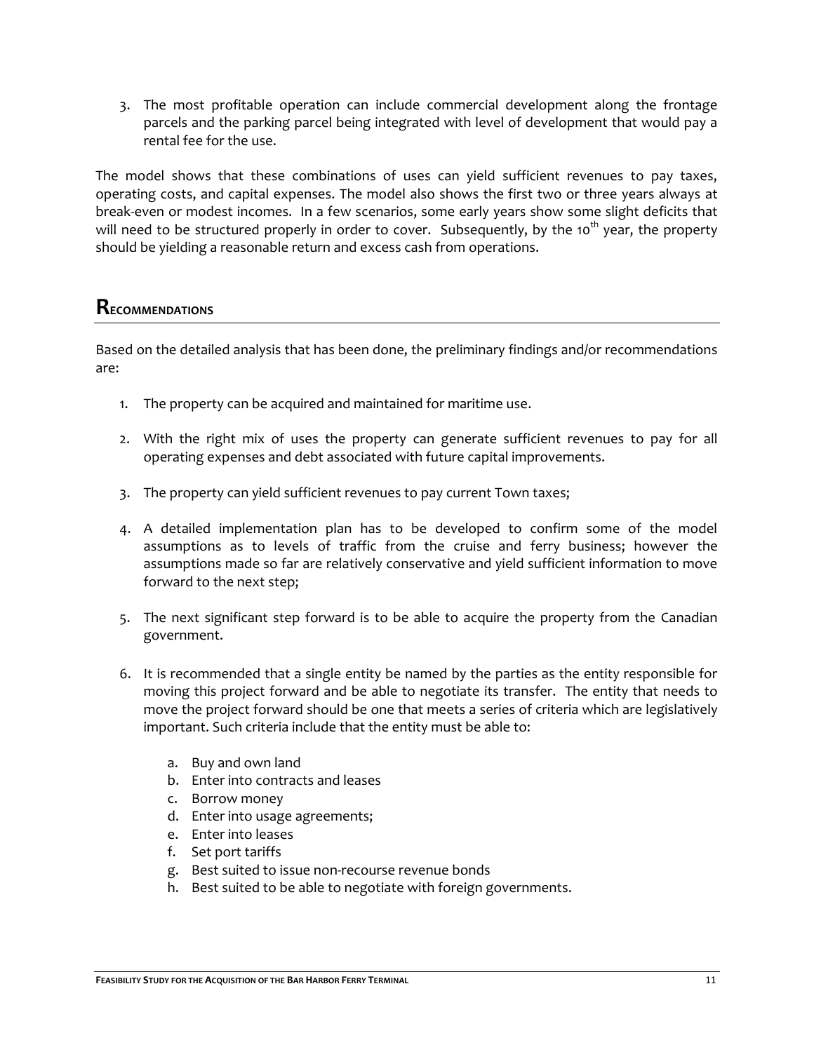3. The most profitable operation can include commercial development along the frontage parcels and the parking parcel being integrated with level of development that would pay a rental fee for the use.

The model shows that these combinations of uses can yield sufficient revenues to pay taxes, operating costs, and capital expenses. The model also shows the first two or three years always at break-even or modest incomes. In a few scenarios, some early years show some slight deficits that will need to be structured properly in order to cover. Subsequently, by the 10th year, the property should be yielding a reasonable return and excess cash from operations.

## Recommendations

Based on the detailed analysis that has been done, the preliminary findings and/or recommendations are:

1. The property can be acquired and maintained for maritime use.

2. With the right mix of uses the property can generate sufficient revenues to pay for all operating expenses and debt associated with future capital improvements.

3. The property can yield sufficient revenues to pay current Town taxes;

4. A detailed implementation plan has to be developed to confirm some of the model assumptions as to levels of traffic from the cruise and ferry business; however the assumptions made so far are relatively conservative and yield sufficient information to move forward to the next step;

5. The next significant step forward is to be able to acquire the property from the Canadian government.

6. It is recommended that a single entity be named by the parties as the entity responsible for moving this project forward and be able to negotiate its transfer. The entity that needs to move the project forward should be one that meets a series of criteria which are legislatively important. Such criteria include that the entity must be able to:

    a. Buy and own land
    b. Enter into contracts and leases
    c. Borrow money
    d. Enter into usage agreements;
    e. Enter into leases
    f. Set port tariffs
    g. Best suited to issue non-recourse revenue bonds
    h. Best suited to be able to negotiate with foreign governments.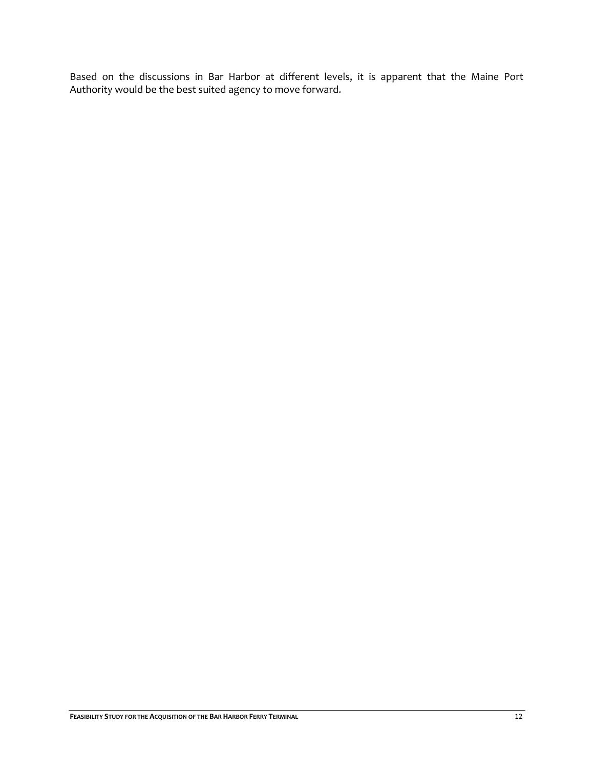Based on the discussions in Bar Harbor at different levels, it is apparent that the Maine Port Authority would be the best suited agency to move forward.